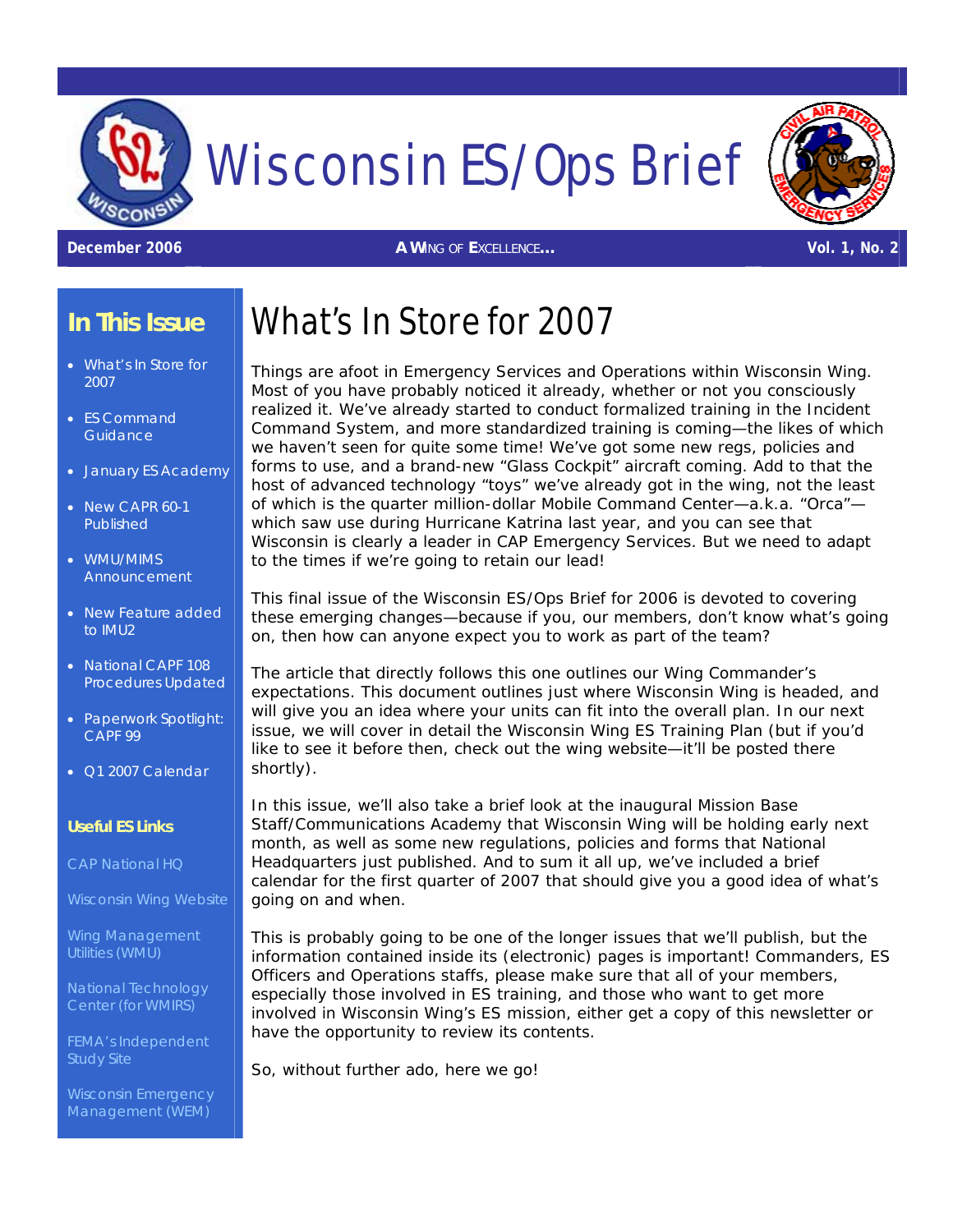# Wisconsin ES/Ops Brief

**December 2006** A WING OF EXCELLENCE… **Vol. 1, No. 2**

## In This Issue

- What's In Store for 2007
- ES Command Guidance
- January ES Academy
- New CAPR 60-1 Published
- WMU/MIMS Announcement
- New Feature added to IMU2
- National CAPF 108 Procedures Updated
- Paperwork Spotlight: CAPF 99
- Q1 2007 Calendar

### Useful ES Links

CAP National HQ

Wisconsin Wing Website

Wing Management Utilities (WMU)

National Technology Center (for WMIRS)

FEMA's Independent Study Site

Wisconsin Emergency Management (WEM)

# What's In Store for 2007

Things are afoot in Emergency Services and Operations within Wisconsin Wing. Most of you have probably noticed it already, whether or not you consciously realized it. We've already started to conduct formalized training in the Incident Command System, and more standardized training is coming—the likes of which we haven't seen for quite some time! We've got some new regs, policies and forms to use, and a brand-new "Glass Cockpit" aircraft coming. Add to that the host of advanced technology "toys" we've already got in the wing, not the least of which is the quarter million-dollar Mobile Command Center—a.k.a. "Orca"—which saw use during Hurricane Katrina last year, and you can see that Wisconsin is clearly a leader in CAP Emergency Services. But we need to adapt to the times if we're going to retain our lead!

This final issue of the Wisconsin ES/Ops Brief for 2006 is devoted to covering these emerging changes—because if you, our members, don't know what's going on, then how can anyone expect you to work as part of the team?

The article that directly follows this one outlines our Wing Commander's expectations. This document outlines just where Wisconsin Wing is headed, and will give you an idea where your units can fit into the overall plan. In our next issue, we will cover in detail the Wisconsin Wing ES Training Plan (but if you'd like to see it before then, check out the wing website—it'll be posted there shortly).

In this issue, we'll also take a brief look at the inaugural Mission Base Staff/Communications Academy that Wisconsin Wing will be holding early next month, as well as some new regulations, policies and forms that National Headquarters just published. And to sum it all up, we've included a brief calendar for the first quarter of 2007 that should give you a good idea of what's going on and when.

This is probably going to be one of the longer issues that we'll publish, but the information contained inside its (electronic) pages is important! Commanders, ES Officers and Operations staffs, please make sure that all of your members, especially those involved in ES training, and those who want to get more involved in Wisconsin Wing's ES mission, either get a copy of this newsletter or have the opportunity to review its contents.

So, without further ado, here we go!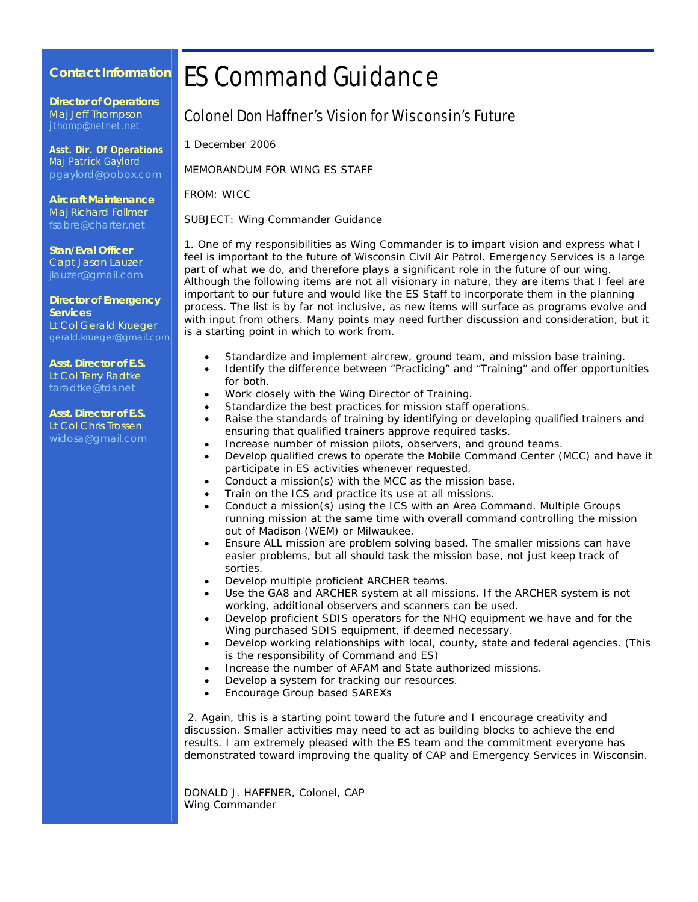# ES Command Guidance

## Colonel Don Haffner's Vision for Wisconsin's Future

1 December 2006

MEMORANDUM FOR WING ES STAFF

FROM: WICC

SUBJECT: Wing Commander Guidance

1. One of my responsibilities as Wing Commander is to impart vision and express what I feel is important to the future of Wisconsin Civil Air Patrol. Emergency Services is a large part of what we do, and therefore plays a significant role in the future of our wing. Although the following items are not all visionary in nature, they are items that I feel are important to our future and would like the ES Staff to incorporate them in the planning process. The list is by far not inclusive, as new items will surface as programs evolve and with input from others. Many points may need further discussion and consideration, but it is a starting point in which to work from.

- Standardize and implement aircrew, ground team, and mission base training.
- Identify the difference between "Practicing" and "Training" and offer opportunities for both.
- Work closely with the Wing Director of Training.
- Standardize the best practices for mission staff operations.
- Raise the standards of training by identifying or developing qualified trainers and ensuring that qualified trainers approve required tasks.
- Increase number of mission pilots, observers, and ground teams.
- Develop qualified crews to operate the Mobile Command Center (MCC) and have it participate in ES activities whenever requested.
- Conduct a mission(s) with the MCC as the mission base.
- Train on the ICS and practice its use at all missions.
- Conduct a mission(s) using the ICS with an Area Command. Multiple Groups running mission at the same time with overall command controlling the mission out of Madison (WEM) or Milwaukee.
- Ensure ALL mission are problem solving based. The smaller missions can have easier problems, but all should task the mission base, not just keep track of sorties.
- Develop multiple proficient ARCHER teams.
- Use the GA8 and ARCHER system at all missions. If the ARCHER system is not working, additional observers and scanners can be used.
- Develop proficient SDIS operators for the NHQ equipment we have and for the Wing purchased SDIS equipment, if deemed necessary.
- Develop working relationships with local, county, state and federal agencies. (This is the responsibility of Command and ES)
- Increase the number of AFAM and State authorized missions.
- Develop a system for tracking our resources.
- Encourage Group based SAREXs

2. Again, this is a starting point toward the future and I encourage creativity and discussion. Smaller activities may need to act as building blocks to achieve the end results. I am extremely pleased with the ES team and the commitment everyone has demonstrated toward improving the quality of CAP and Emergency Services in Wisconsin.

DONALD J. HAFFNER, Colonel, CAP
Wing Commander

**Contact Information**

**Director of Operations**
Maj Jeff Thompson
jthomp@netnet.net

**Asst. Dir. Of Operations**
Maj Patrick Gaylord
pgaylord@pobox.com

**Aircraft Maintenance**
Maj Richard Follmer
fsabre@charter.net

**Stan/Eval Officer**
Capt Jason Lauzer
jlauzer@gmail.com

**Director of Emergency Services**
Lt Col Gerald Krueger
gerald.krueger@gmail.com

**Asst. Director of E.S.**
Lt Col Terry Radtke
taradtke@tds.net

**Asst. Director of E.S.**
Lt Col Chris Trossen
widosa@gmail.com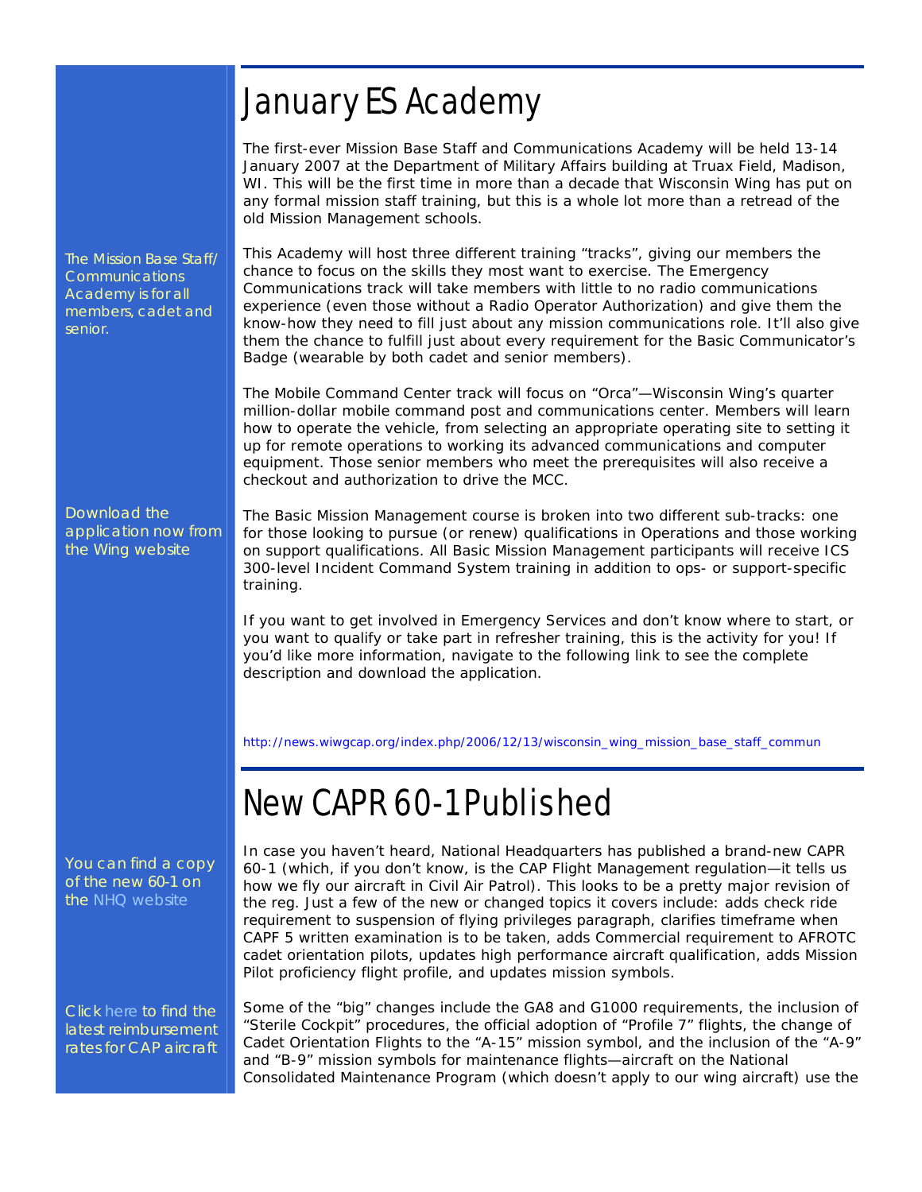# January ES Academy

The first-ever Mission Base Staff and Communications Academy will be held 13-14 January 2007 at the Department of Military Affairs building at Truax Field, Madison, WI. This will be the first time in more than a decade that Wisconsin Wing has put on any formal mission staff training, but this is a whole lot more than a retread of the old Mission Management schools.

*The Mission Base Staff/ Communications Academy is for all members, cadet and senior.*

This Academy will host three different training "tracks", giving our members the chance to focus on the skills they most want to exercise. The Emergency Communications track will take members with little to no radio communications experience (even those without a Radio Operator Authorization) and give them the know-how they need to fill just about any mission communications role. It'll also give them the chance to fulfill just about every requirement for the Basic Communicator's Badge (wearable by both cadet and senior members).

The Mobile Command Center track will focus on "Orca"—Wisconsin Wing's quarter million-dollar mobile command post and communications center. Members will learn how to operate the vehicle, from selecting an appropriate operating site to setting it up for remote operations to working its advanced communications and computer equipment. Those senior members who meet the prerequisites will also receive a checkout and authorization to drive the MCC.

Download the application now from the Wing website

The Basic Mission Management course is broken into two different sub-tracks: one for those looking to pursue (or renew) qualifications in Operations and those working on support qualifications. All Basic Mission Management participants will receive ICS 300-level Incident Command System training in addition to ops- or support-specific training.

If you want to get involved in Emergency Services and don't know where to start, or you want to qualify or take part in refresher training, this is the activity for you! If you'd like more information, navigate to the following link to see the complete description and download the application.

http://news.wiwgcap.org/index.php/2006/12/13/wisconsin_wing_mission_base_staff_commun

# New CAPR 60-1 Published

You can find a copy of the new 60-1 on the NHQ website

In case you haven't heard, National Headquarters has published a brand-new CAPR 60-1 (which, if you don't know, is the CAP Flight Management regulation—it tells us how we fly our aircraft in Civil Air Patrol). This looks to be a pretty major revision of the reg. Just a few of the new or changed topics it covers include: adds check ride requirement to suspension of flying privileges paragraph, clarifies timeframe when CAPF 5 written examination is to be taken, adds Commercial requirement to AFROTC cadet orientation pilots, updates high performance aircraft qualification, adds Mission Pilot proficiency flight profile, and updates mission symbols.

Click here to find the latest reimbursement rates for CAP aircraft

Some of the "big" changes include the GA8 and G1000 requirements, the inclusion of "Sterile Cockpit" procedures, the official adoption of "Profile 7" flights, the change of Cadet Orientation Flights to the "A-15" mission symbol, and the inclusion of the "A-9" and "B-9" mission symbols for maintenance flights—aircraft on the National Consolidated Maintenance Program (which doesn't apply to our wing aircraft) use the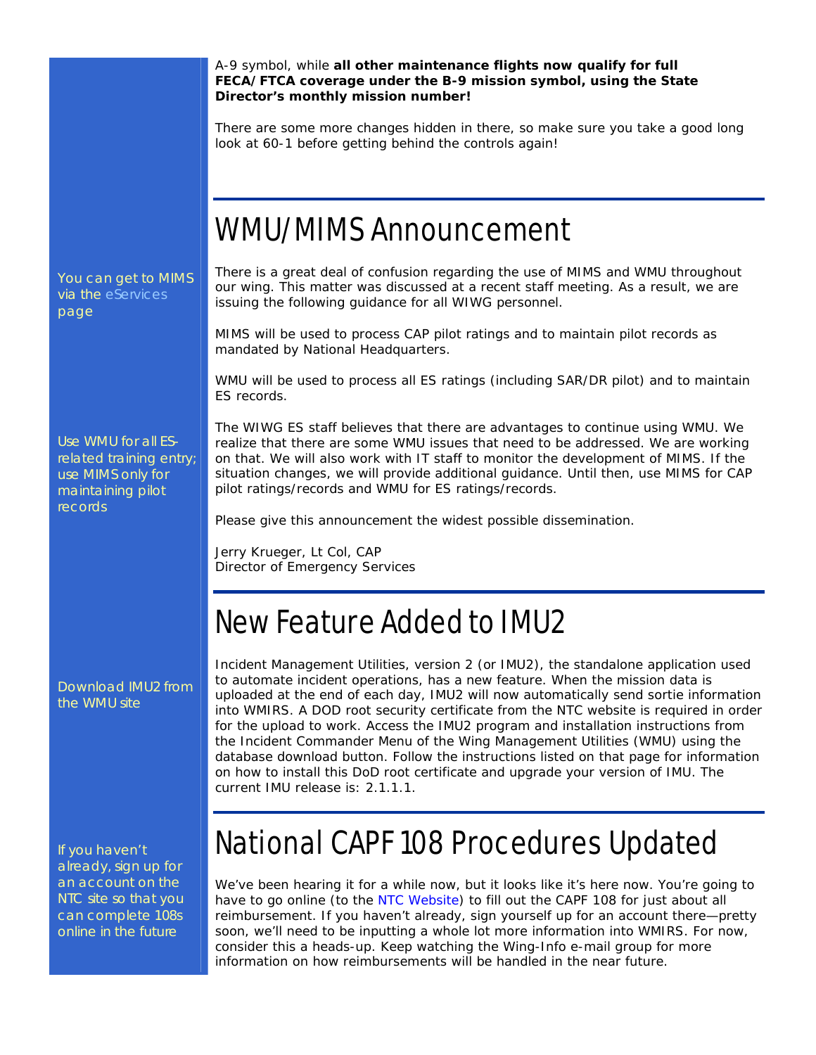A-9 symbol, while **all other maintenance flights now qualify for full FECA/FTCA coverage under the B-9 mission symbol, using the State Director's monthly mission number!**

There are some more changes hidden in there, so make sure you take a good long look at 60-1 before getting behind the controls again!

# WMU/MIMS Announcement

You can get to MIMS via the eServices page

There is a great deal of confusion regarding the use of MIMS and WMU throughout our wing. This matter was discussed at a recent staff meeting. As a result, we are issuing the following guidance for all WIWG personnel.

MIMS will be used to process CAP pilot ratings and to maintain pilot records as mandated by National Headquarters.

WMU will be used to process all ES ratings (including SAR/DR pilot) and to maintain ES records.

Use WMU for all ES-related training entry; use MIMS only for maintaining pilot records

The WIWG ES staff believes that there are advantages to continue using WMU. We realize that there are some WMU issues that need to be addressed. We are working on that. We will also work with IT staff to monitor the development of MIMS. If the situation changes, we will provide additional guidance. Until then, use MIMS for CAP pilot ratings/records and WMU for ES ratings/records.

Please give this announcement the widest possible dissemination.

Jerry Krueger, Lt Col, CAP
Director of Emergency Services

# New Feature Added to IMU2

Download IMU2 from the WMU site

Incident Management Utilities, version 2 (or IMU2), the standalone application used to automate incident operations, has a new feature. When the mission data is uploaded at the end of each day, IMU2 will now automatically send sortie information into WMIRS. A DOD root security certificate from the NTC website is required in order for the upload to work. Access the IMU2 program and installation instructions from the Incident Commander Menu of the Wing Management Utilities (WMU) using the database download button. Follow the instructions listed on that page for information on how to install this DoD root certificate and upgrade your version of IMU. The current IMU release is: 2.1.1.1.

# National CAPF 108 Procedures Updated

If you haven't already, sign up for an account on the NTC site so that you can complete 108s online in the future

We've been hearing it for a while now, but it looks like it's here now. You're going to have to go online (to the NTC Website) to fill out the CAPF 108 for just about all reimbursement. If you haven't already, sign yourself up for an account there—pretty soon, we'll need to be inputting a whole lot more information into WMIRS. For now, consider this a heads-up. Keep watching the Wing-Info e-mail group for more information on how reimbursements will be handled in the near future.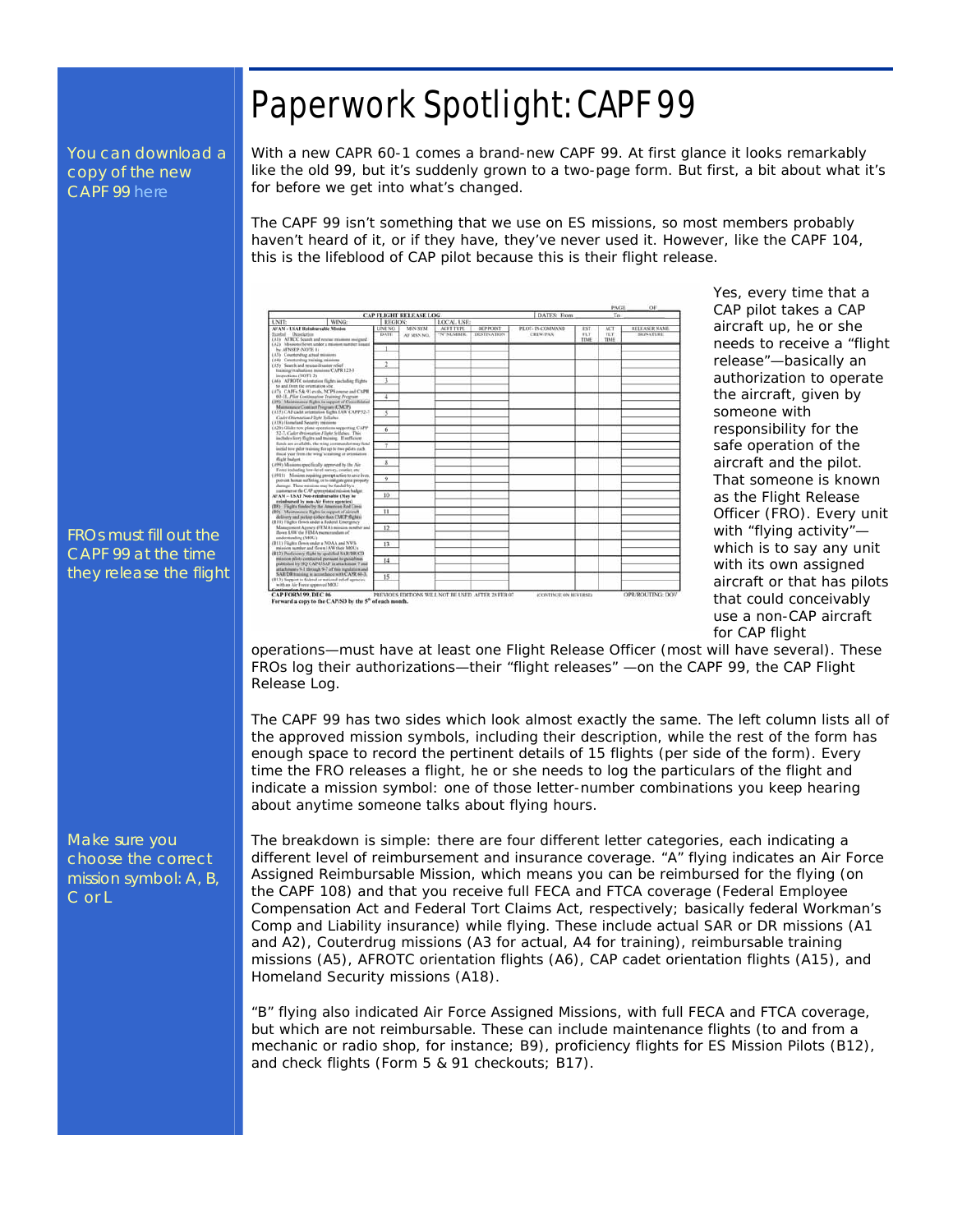# Paperwork Spotlight: CAPF 99

You can download a copy of the new CAPF 99 here

With a new CAPR 60-1 comes a brand-new CAPF 99. At first glance it looks remarkably like the old 99, but it's suddenly grown to a two-page form. But first, a bit about what it's for before we get into what's changed.

The CAPF 99 isn't something that we use on ES missions, so most members probably haven't heard of it, or if they have, they've never used it. However, like the CAPF 104, this is the lifeblood of CAP pilot because this is their flight release.

Yes, every time that a CAP pilot takes a CAP aircraft up, he or she needs to receive a "flight release"—basically an authorization to operate the aircraft, given by someone with responsibility for the safe operation of the aircraft and the pilot. That someone is known as the Flight Release Officer (FRO). Every unit with "flying activity"—which is to say any unit with its own assigned aircraft or that has pilots that could conceivably use a non-CAP aircraft for CAP flight operations—must have at least one Flight Release Officer (most will have several). These FROs log their authorizations—their "flight releases" —on the CAPF 99, the CAP Flight Release Log.

FROs must fill out the CAPF 99 at the time they release the flight

The CAPF 99 has two sides which look almost exactly the same. The left column lists all of the approved mission symbols, including their description, while the rest of the form has enough space to record the pertinent details of 15 flights (per side of the form). Every time the FRO releases a flight, he or she needs to log the particulars of the flight and indicate a mission symbol: one of those letter-number combinations you keep hearing about anytime someone talks about flying hours.

Make sure you choose the correct mission symbol: A, B, C or L

The breakdown is simple: there are four different letter categories, each indicating a different level of reimbursement and insurance coverage. "A" flying indicates an Air Force Assigned Reimbursable Mission, which means you can be reimbursed for the flying (on the CAPF 108) and that you receive full FECA and FTCA coverage (Federal Employee Compensation Act and Federal Tort Claims Act, respectively; basically federal Workman's Comp and Liability insurance) while flying. These include actual SAR or DR missions (A1 and A2), Couterdrug missions (A3 for actual, A4 for training), reimbursable training missions (A5), AFROTC orientation flights (A6), CAP cadet orientation flights (A15), and Homeland Security missions (A18).

"B" flying also indicated Air Force Assigned Missions, with full FECA and FTCA coverage, but which are not reimbursable. These can include maintenance flights (to and from a mechanic or radio shop, for instance; B9), proficiency flights for ES Mission Pilots (B12), and check flights (Form 5 & 91 checkouts; B17).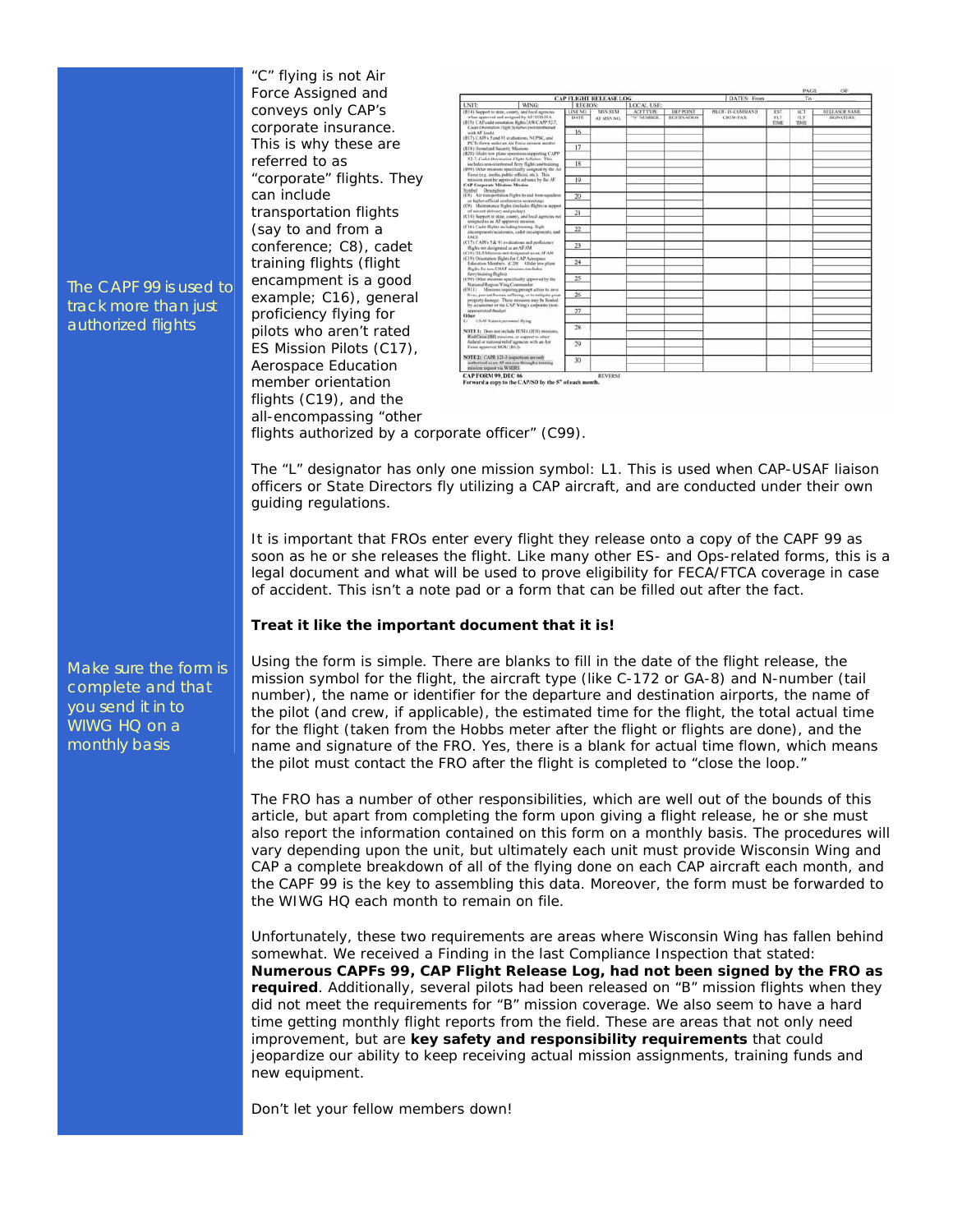The CAPF 99 is used to track more than just authorized flights

"C" flying is not Air Force Assigned and conveys only CAP's corporate insurance. This is why these are referred to as "corporate" flights. They can include transportation flights (say to and from a conference; C8), cadet training flights (flight encampment is a good example; C16), general proficiency flying for pilots who aren't rated ES Mission Pilots (C17), Aerospace Education member orientation flights (C19), and the all-encompassing "other flights authorized by a corporate officer" (C99).

The "L" designator has only one mission symbol: L1. This is used when CAP-USAF liaison officers or State Directors fly utilizing a CAP aircraft, and are conducted under their own guiding regulations.

It is important that FROs enter every flight they release onto a copy of the CAPF 99 as soon as he or she releases the flight. Like many other ES- and Ops-related forms, this is a legal document and what will be used to prove eligibility for FECA/FTCA coverage in case of accident. This isn't a note pad or a form that can be filled out after the fact.

**Treat it like the important document that it is!**

Make sure the form is complete and that you send it in to WIWG HQ on a monthly basis

Using the form is simple. There are blanks to fill in the date of the flight release, the mission symbol for the flight, the aircraft type (like C-172 or GA-8) and N-number (tail number), the name or identifier for the departure and destination airports, the name of the pilot (and crew, if applicable), the estimated time for the flight, the total actual time for the flight (taken from the Hobbs meter after the flight or flights are done), and the name and signature of the FRO. Yes, there is a blank for actual time flown, which means the pilot must contact the FRO after the flight is completed to "close the loop."

The FRO has a number of other responsibilities, which are well out of the bounds of this article, but apart from completing the form upon giving a flight release, he or she must also report the information contained on this form on a monthly basis. The procedures will vary depending upon the unit, but ultimately each unit must provide Wisconsin Wing and CAP a complete breakdown of all of the flying done on each CAP aircraft each month, and the CAPF 99 is the key to assembling this data. Moreover, the form must be forwarded to the WIWG HQ each month to remain on file.

Unfortunately, these two requirements are areas where Wisconsin Wing has fallen behind somewhat. We received a Finding in the last Compliance Inspection that stated: **Numerous CAPFs 99, CAP Flight Release Log, had not been signed by the FRO as required**. Additionally, several pilots had been released on "B" mission flights when they did not meet the requirements for "B" mission coverage. We also seem to have a hard time getting monthly flight reports from the field. These are areas that not only need improvement, but are **key safety and responsibility requirements** that could jeopardize our ability to keep receiving actual mission assignments, training funds and new equipment.

Don't let your fellow members down!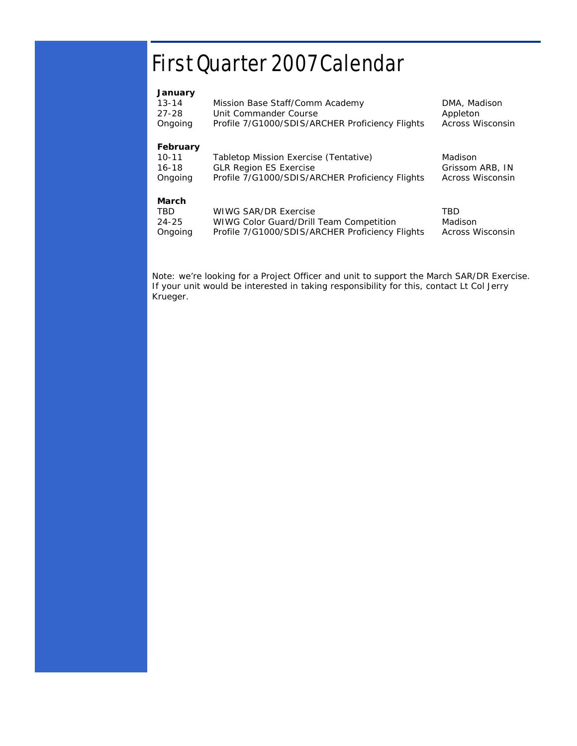# First Quarter 2007 Calendar

**January**

| | | |
|---|---|---|
| 13-14 | Mission Base Staff/Comm Academy | DMA, Madison |
| 27-28 | Unit Commander Course | Appleton |
| Ongoing | Profile 7/G1000/SDIS/ARCHER Proficiency Flights | Across Wisconsin |

**February**

| | | |
|---|---|---|
| 10-11 | Tabletop Mission Exercise (Tentative) | Madison |
| 16-18 | GLR Region ES Exercise | Grissom ARB, IN |
| Ongoing | Profile 7/G1000/SDIS/ARCHER Proficiency Flights | Across Wisconsin |

**March**

| | | |
|---|---|---|
| TBD | WIWG SAR/DR Exercise | TBD |
| 24-25 | WIWG Color Guard/Drill Team Competition | Madison |
| Ongoing | Profile 7/G1000/SDIS/ARCHER Proficiency Flights | Across Wisconsin |

Note: we're looking for a Project Officer and unit to support the March SAR/DR Exercise. If your unit would be interested in taking responsibility for this, contact Lt Col Jerry Krueger.